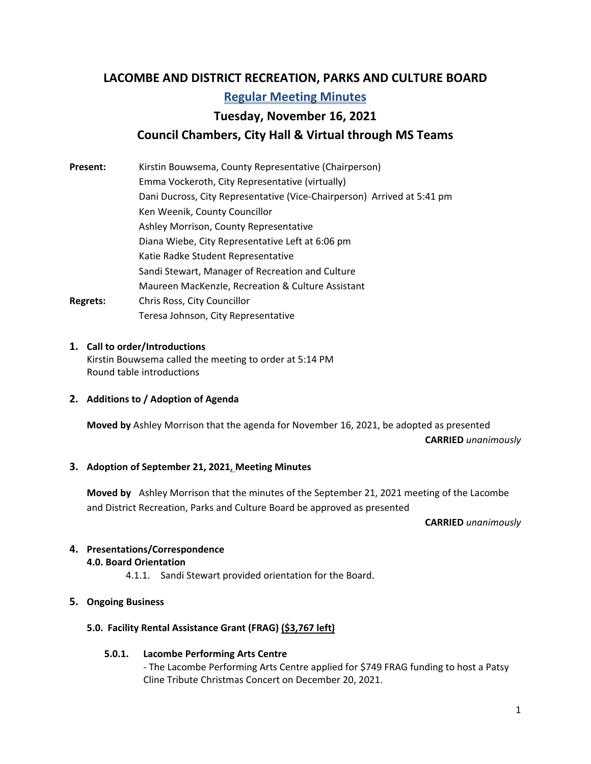# LACOMBE AND DISTRICT RECREATION, PARKS AND CULTURE BOARD

## Regular Meeting Minutes

## Tuesday, November 16, 2021

## Council Chambers, City Hall & Virtual through MS Teams

**Present:**
Kirstin Bouwsema, County Representative (Chairperson)
Emma Vockeroth, City Representative (virtually)
Dani Ducross, City Representative (Vice-Chairperson) Arrived at 5:41 pm
Ken Weenik, County Councillor
Ashley Morrison, County Representative
Diana Wiebe, City Representative Left at 6:06 pm
Katie Radke Student Representative
Sandi Stewart, Manager of Recreation and Culture
Maureen MacKenzle, Recreation & Culture Assistant

**Regrets:**
Chris Ross, City Councillor
Teresa Johnson, City Representative

**1. Call to order/Introductions**

Kirstin Bouwsema called the meeting to order at 5:14 PM
Round table introductions

**2. Additions to / Adoption of Agenda**

**Moved by** Ashley Morrison that the agenda for November 16, 2021, be adopted as presented

**CARRIED** *unanimously*

**3. Adoption of September 21, 2021, Meeting Minutes**

**Moved by** Ashley Morrison that the minutes of the September 21, 2021 meeting of the Lacombe and District Recreation, Parks and Culture Board be approved as presented

**CARRIED** *unanimously*

**4. Presentations/Correspondence**

**4.0. Board Orientation**

4.1.1. Sandi Stewart provided orientation for the Board.

**5. Ongoing Business**

**5.0. Facility Rental Assistance Grant (FRAG) <u>($3,767 left)</u>**

**5.0.1. Lacombe Performing Arts Centre**

- The Lacombe Performing Arts Centre applied for $749 FRAG funding to host a Patsy Cline Tribute Christmas Concert on December 20, 2021.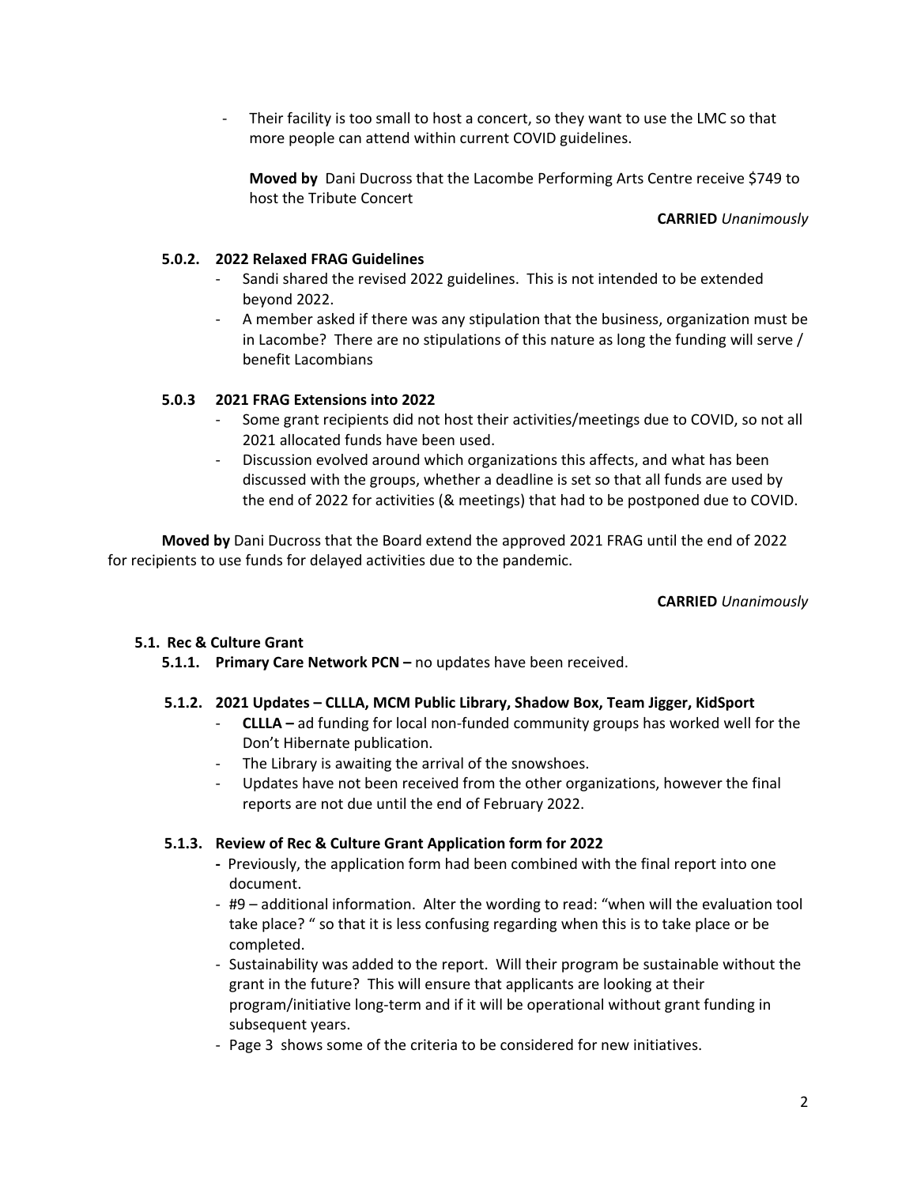- Their facility is too small to host a concert, so they want to use the LMC so that more people can attend within current COVID guidelines.

**Moved by** Dani Ducross that the Lacombe Performing Arts Centre receive $749 to host the Tribute Concert

**CARRIED** *Unanimously*

### 5.0.2. 2022 Relaxed FRAG Guidelines

- Sandi shared the revised 2022 guidelines. This is not intended to be extended beyond 2022.
- A member asked if there was any stipulation that the business, organization must be in Lacombe? There are no stipulations of this nature as long the funding will serve / benefit Lacombians

### 5.0.3 2021 FRAG Extensions into 2022

- Some grant recipients did not host their activities/meetings due to COVID, so not all 2021 allocated funds have been used.
- Discussion evolved around which organizations this affects, and what has been discussed with the groups, whether a deadline is set so that all funds are used by the end of 2022 for activities (& meetings) that had to be postponed due to COVID.

**Moved by** Dani Ducross that the Board extend the approved 2021 FRAG until the end of 2022 for recipients to use funds for delayed activities due to the pandemic.

**CARRIED** *Unanimously*

## 5.1. Rec & Culture Grant

**5.1.1. Primary Care Network PCN –** no updates have been received.

### 5.1.2. 2021 Updates – CLLLA, MCM Public Library, Shadow Box, Team Jigger, KidSport

- **CLLLA –** ad funding for local non-funded community groups has worked well for the Don't Hibernate publication.
- The Library is awaiting the arrival of the snowshoes.
- Updates have not been received from the other organizations, however the final reports are not due until the end of February 2022.

### 5.1.3. Review of Rec & Culture Grant Application form for 2022

- Previously, the application form had been combined with the final report into one document.
- #9 – additional information. Alter the wording to read: "when will the evaluation tool take place? " so that it is less confusing regarding when this is to take place or be completed.
- Sustainability was added to the report. Will their program be sustainable without the grant in the future? This will ensure that applicants are looking at their program/initiative long-term and if it will be operational without grant funding in subsequent years.
- Page 3 shows some of the criteria to be considered for new initiatives.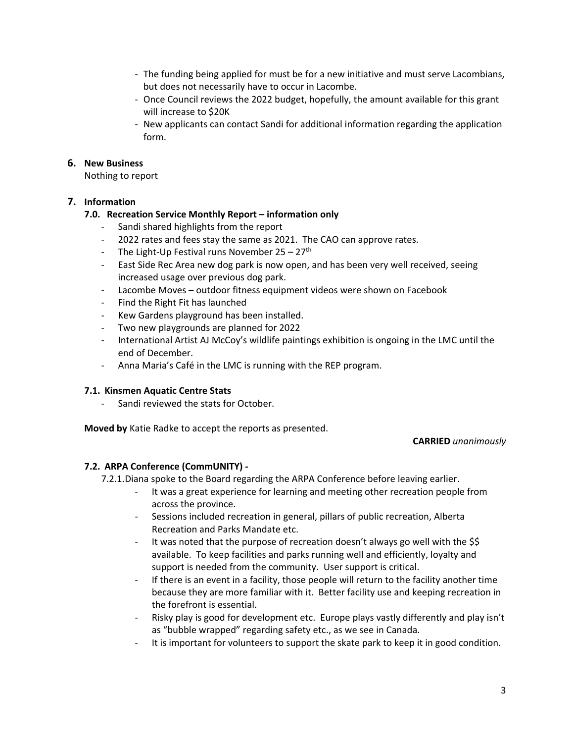- The funding being applied for must be for a new initiative and must serve Lacombians, but does not necessarily have to occur in Lacombe.
- Once Council reviews the 2022 budget, hopefully, the amount available for this grant will increase to $20K
- New applicants can contact Sandi for additional information regarding the application form.

## 6. New Business

Nothing to report

## 7. Information

### 7.0. Recreation Service Monthly Report – information only

- Sandi shared highlights from the report
- 2022 rates and fees stay the same as 2021. The CAO can approve rates.
- The Light-Up Festival runs November 25 – 27th
- East Side Rec Area new dog park is now open, and has been very well received, seeing increased usage over previous dog park.
- Lacombe Moves – outdoor fitness equipment videos were shown on Facebook
- Find the Right Fit has launched
- Kew Gardens playground has been installed.
- Two new playgrounds are planned for 2022
- International Artist AJ McCoy's wildlife paintings exhibition is ongoing in the LMC until the end of December.
- Anna Maria's Café in the LMC is running with the REP program.

### 7.1. Kinsmen Aquatic Centre Stats

- Sandi reviewed the stats for October.

**Moved by** Katie Radke to accept the reports as presented.

**CARRIED** *unanimously*

### 7.2. ARPA Conference (CommUNITY) -

7.2.1. Diana spoke to the Board regarding the ARPA Conference before leaving earlier.

- It was a great experience for learning and meeting other recreation people from across the province.
- Sessions included recreation in general, pillars of public recreation, Alberta Recreation and Parks Mandate etc.
- It was noted that the purpose of recreation doesn't always go well with the $$ available. To keep facilities and parks running well and efficiently, loyalty and support is needed from the community. User support is critical.
- If there is an event in a facility, those people will return to the facility another time because they are more familiar with it. Better facility use and keeping recreation in the forefront is essential.
- Risky play is good for development etc. Europe plays vastly differently and play isn't as "bubble wrapped" regarding safety etc., as we see in Canada.
- It is important for volunteers to support the skate park to keep it in good condition.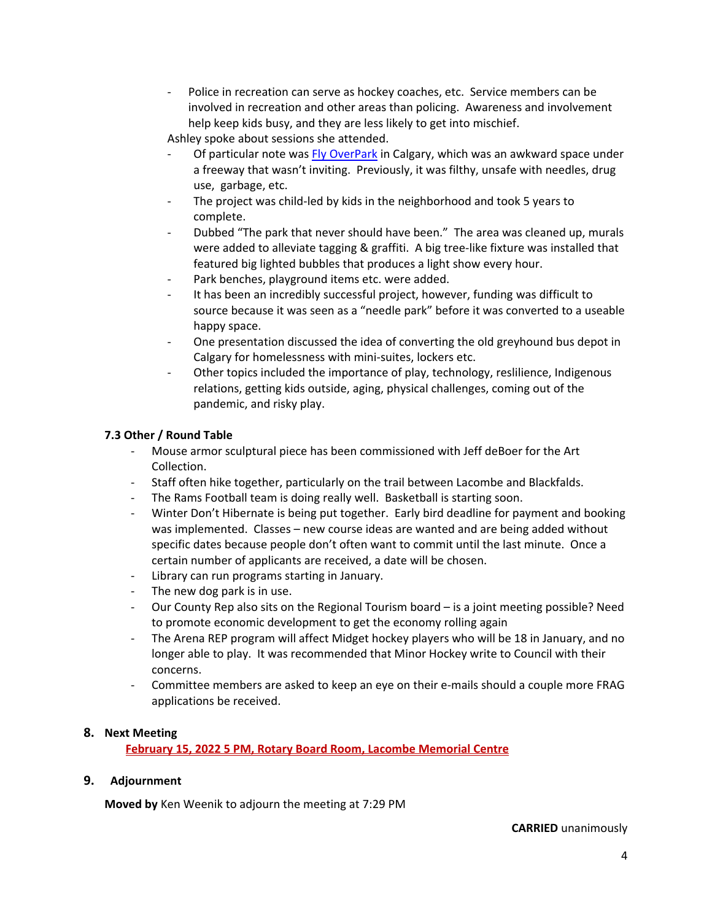- Police in recreation can serve as hockey coaches, etc. Service members can be involved in recreation and other areas than policing. Awareness and involvement help keep kids busy, and they are less likely to get into mischief.

Ashley spoke about sessions she attended.

- Of particular note was [Fly OverPark] in Calgary, which was an awkward space under a freeway that wasn't inviting. Previously, it was filthy, unsafe with needles, drug use, garbage, etc.
- The project was child-led by kids in the neighborhood and took 5 years to complete.
- Dubbed "The park that never should have been." The area was cleaned up, murals were added to alleviate tagging & graffiti. A big tree-like fixture was installed that featured big lighted bubbles that produces a light show every hour.
- Park benches, playground items etc. were added.
- It has been an incredibly successful project, however, funding was difficult to source because it was seen as a "needle park" before it was converted to a useable happy space.
- One presentation discussed the idea of converting the old greyhound bus depot in Calgary for homelessness with mini-suites, lockers etc.
- Other topics included the importance of play, technology, reslilience, Indigenous relations, getting kids outside, aging, physical challenges, coming out of the pandemic, and risky play.

**7.3 Other / Round Table**

- Mouse armor sculptural piece has been commissioned with Jeff deBoer for the Art Collection.
- Staff often hike together, particularly on the trail between Lacombe and Blackfalds.
- The Rams Football team is doing really well. Basketball is starting soon.
- Winter Don't Hibernate is being put together. Early bird deadline for payment and booking was implemented. Classes – new course ideas are wanted and are being added without specific dates because people don't often want to commit until the last minute. Once a certain number of applicants are received, a date will be chosen.
- Library can run programs starting in January.
- The new dog park is in use.
- Our County Rep also sits on the Regional Tourism board – is a joint meeting possible? Need to promote economic development to get the economy rolling again
- The Arena REP program will affect Midget hockey players who will be 18 in January, and no longer able to play. It was recommended that Minor Hockey write to Council with their concerns.
- Committee members are asked to keep an eye on their e-mails should a couple more FRAG applications be received.

## 8. Next Meeting

**February 15, 2022 5 PM, Rotary Board Room, Lacombe Memorial Centre**

## 9. Adjournment

**Moved by** Ken Weenik to adjourn the meeting at 7:29 PM

**CARRIED** unanimously